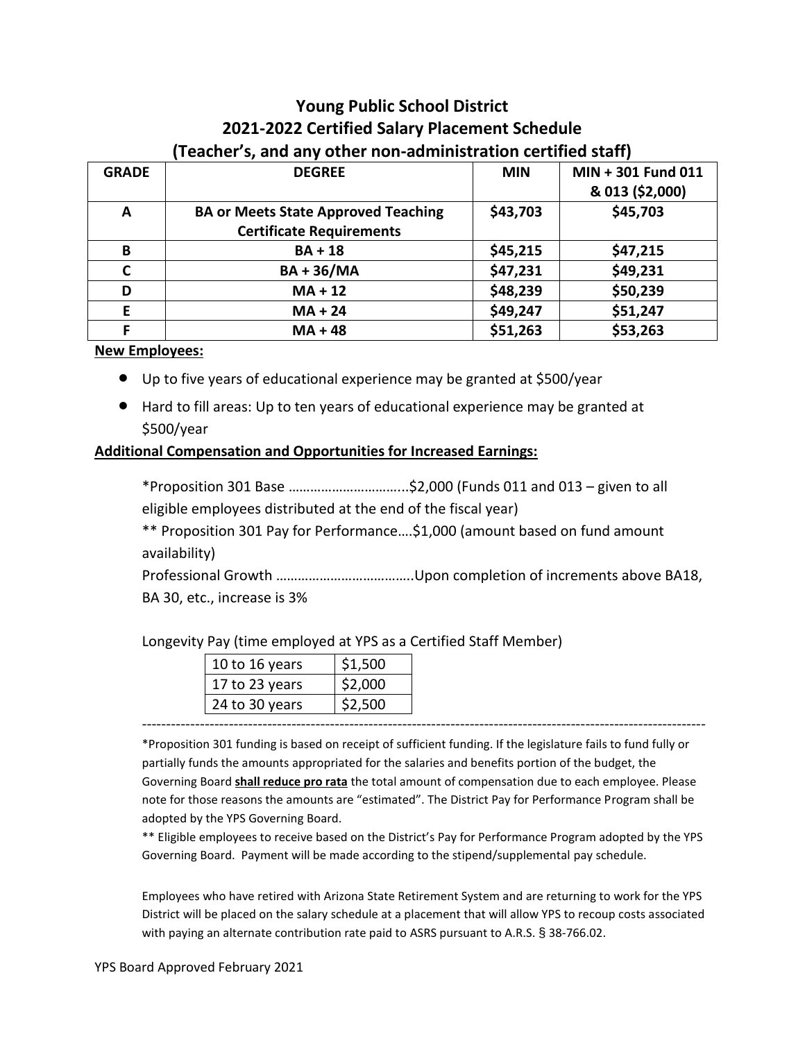# Young Public School District
## 2021-2022 Certified Salary Placement Schedule
### (Teacher's, and any other non-administration certified staff)

| GRADE | DEGREE | MIN | MIN + 301 Fund 011 & 013 ($2,000) |
|---|---|---|---|
| A | BA or Meets State Approved Teaching Certificate Requirements | $43,703 | $45,703 |
| B | BA + 18 | $45,215 | $47,215 |
| C | BA + 36/MA | $47,231 | $49,231 |
| D | MA + 12 | $48,239 | $50,239 |
| E | MA + 24 | $49,247 | $51,247 |
| F | MA + 48 | $51,263 | $53,263 |

**New Employees:**

- Up to five years of educational experience may be granted at $500/year
- Hard to fill areas: Up to ten years of educational experience may be granted at $500/year

**Additional Compensation and Opportunities for Increased Earnings:**

*Proposition 301 Base …………………………...$2,000 (Funds 011 and 013 – given to all eligible employees distributed at the end of the fiscal year)

** Proposition 301 Pay for Performance….$1,000 (amount based on fund amount availability)

Professional Growth ……………………………….Upon completion of increments above BA18, BA 30, etc., increase is 3%

Longevity Pay (time employed at YPS as a Certified Staff Member)

| | |
|---|---|
| 10 to 16 years | $1,500 |
| 17 to 23 years | $2,000 |
| 24 to 30 years | $2,500 |

---

*Proposition 301 funding is based on receipt of sufficient funding. If the legislature fails to fund fully or partially funds the amounts appropriated for the salaries and benefits portion of the budget, the Governing Board **shall reduce pro rata** the total amount of compensation due to each employee. Please note for those reasons the amounts are "estimated". The District Pay for Performance Program shall be adopted by the YPS Governing Board.

** Eligible employees to receive based on the District's Pay for Performance Program adopted by the YPS Governing Board. Payment will be made according to the stipend/supplemental pay schedule.

Employees who have retired with Arizona State Retirement System and are returning to work for the YPS District will be placed on the salary schedule at a placement that will allow YPS to recoup costs associated with paying an alternate contribution rate paid to ASRS pursuant to A.R.S. § 38-766.02.

YPS Board Approved February 2021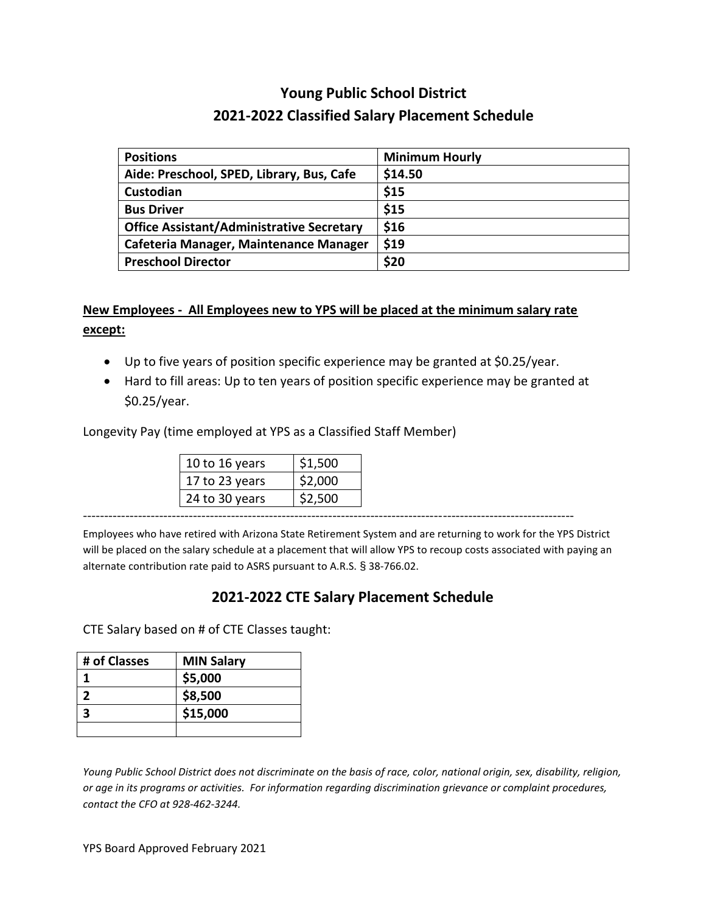# Young Public School District
## 2021-2022 Classified Salary Placement Schedule

| Positions | Minimum Hourly |
|---|---|
| Aide: Preschool, SPED, Library, Bus, Cafe | $14.50 |
| Custodian | $15 |
| Bus Driver | $15 |
| Office Assistant/Administrative Secretary | $16 |
| Cafeteria Manager, Maintenance Manager | $19 |
| Preschool Director | $20 |

**New Employees - All Employees new to YPS will be placed at the minimum salary rate except:**

- Up to five years of position specific experience may be granted at $0.25/year.
- Hard to fill areas: Up to ten years of position specific experience may be granted at $0.25/year.

Longevity Pay (time employed at YPS as a Classified Staff Member)

| | |
|---|---|
| 10 to 16 years | $1,500 |
| 17 to 23 years | $2,000 |
| 24 to 30 years | $2,500 |

---

Employees who have retired with Arizona State Retirement System and are returning to work for the YPS District will be placed on the salary schedule at a placement that will allow YPS to recoup costs associated with paying an alternate contribution rate paid to ASRS pursuant to A.R.S. § 38-766.02.

## 2021-2022 CTE Salary Placement Schedule

CTE Salary based on # of CTE Classes taught:

| # of Classes | MIN Salary |
|---|---|
| 1 | $5,000 |
| 2 | $8,500 |
| 3 | $15,000 |
| | |

*Young Public School District does not discriminate on the basis of race, color, national origin, sex, disability, religion, or age in its programs or activities. For information regarding discrimination grievance or complaint procedures, contact the CFO at 928-462-3244.*

YPS Board Approved February 2021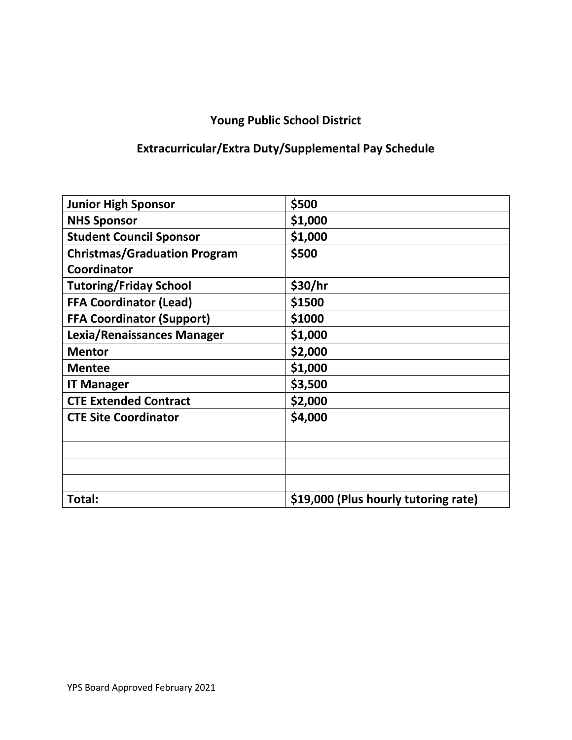## Young Public School District

## Extracurricular/Extra Duty/Supplemental Pay Schedule

| | |
|---|---|
| **Junior High Sponsor** | **$500** |
| **NHS Sponsor** | **$1,000** |
| **Student Council Sponsor** | **$1,000** |
| **Christmas/Graduation Program Coordinator** | **$500** |
| **Tutoring/Friday School** | **$30/hr** |
| **FFA Coordinator (Lead)** | **$1500** |
| **FFA Coordinator (Support)** | **$1000** |
| **Lexia/Renaissances Manager** | **$1,000** |
| **Mentor** | **$2,000** |
| **Mentee** | **$1,000** |
| **IT Manager** | **$3,500** |
| **CTE Extended Contract** | **$2,000** |
| **CTE Site Coordinator** | **$4,000** |
| | |
| | |
| | |
| | |
| **Total:** | **$19,000 (Plus hourly tutoring rate)** |

YPS Board Approved February 2021